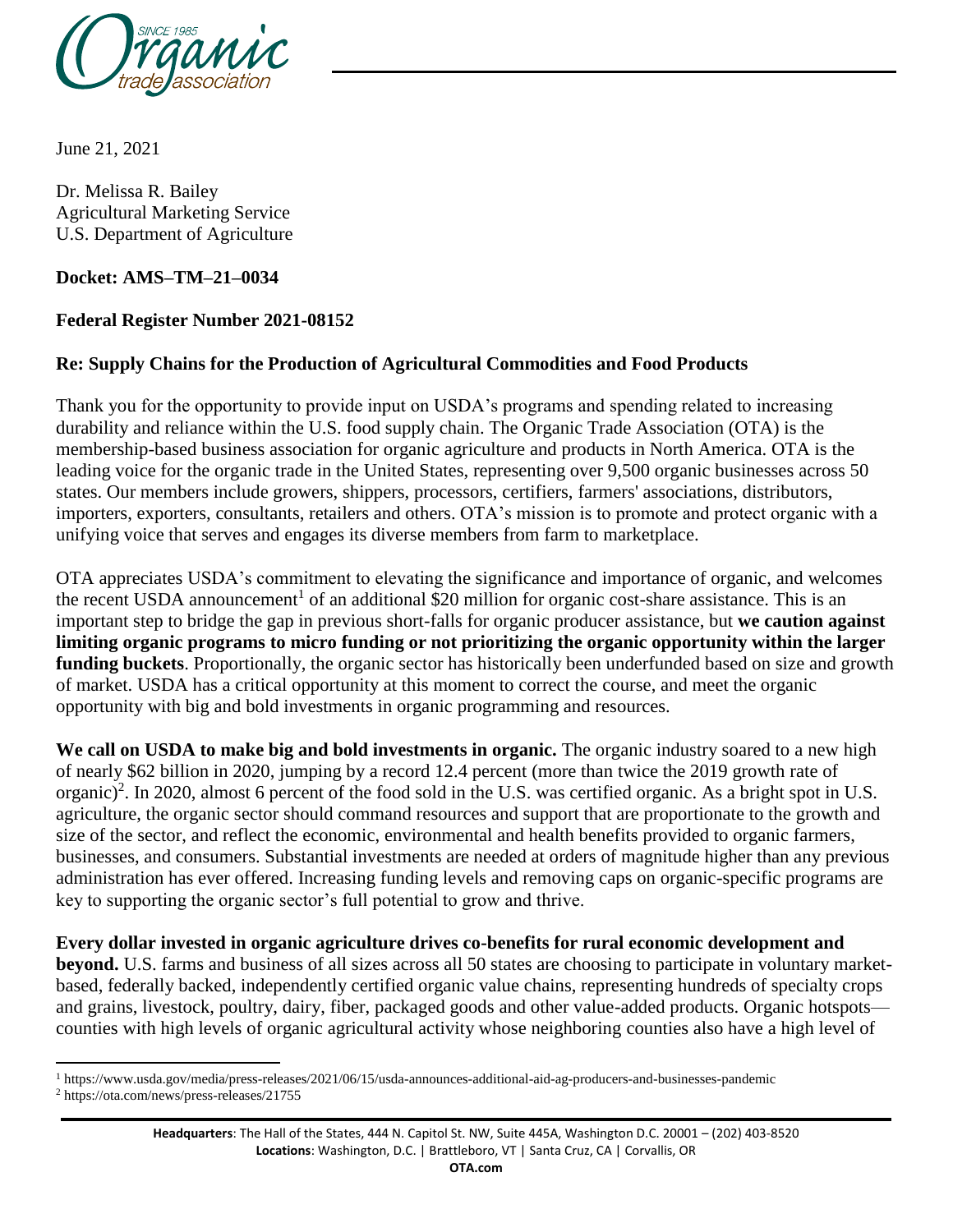June 21, 2021

Dr. Melissa R. Bailey
Agricultural Marketing Service
U.S. Department of Agriculture

**Docket: AMS–TM–21–0034**

**Federal Register Number 2021-08152**

**Re: Supply Chains for the Production of Agricultural Commodities and Food Products**

Thank you for the opportunity to provide input on USDA's programs and spending related to increasing durability and reliance within the U.S. food supply chain. The Organic Trade Association (OTA) is the membership-based business association for organic agriculture and products in North America. OTA is the leading voice for the organic trade in the United States, representing over 9,500 organic businesses across 50 states. Our members include growers, shippers, processors, certifiers, farmers' associations, distributors, importers, exporters, consultants, retailers and others. OTA's mission is to promote and protect organic with a unifying voice that serves and engages its diverse members from farm to marketplace.

OTA appreciates USDA's commitment to elevating the significance and importance of organic, and welcomes the recent USDA announcement[1] of an additional $20 million for organic cost-share assistance. This is an important step to bridge the gap in previous short-falls for organic producer assistance, but **we caution against limiting organic programs to micro funding or not prioritizing the organic opportunity within the larger funding buckets**. Proportionally, the organic sector has historically been underfunded based on size and growth of market. USDA has a critical opportunity at this moment to correct the course, and meet the organic opportunity with big and bold investments in organic programming and resources.

**We call on USDA to make big and bold investments in organic.** The organic industry soared to a new high of nearly $62 billion in 2020, jumping by a record 12.4 percent (more than twice the 2019 growth rate of organic)[2]. In 2020, almost 6 percent of the food sold in the U.S. was certified organic. As a bright spot in U.S. agriculture, the organic sector should command resources and support that are proportionate to the growth and size of the sector, and reflect the economic, environmental and health benefits provided to organic farmers, businesses, and consumers. Substantial investments are needed at orders of magnitude higher than any previous administration has ever offered. Increasing funding levels and removing caps on organic-specific programs are key to supporting the organic sector's full potential to grow and thrive.

**Every dollar invested in organic agriculture drives co-benefits for rural economic development and beyond.** U.S. farms and business of all sizes across all 50 states are choosing to participate in voluntary market-based, federally backed, independently certified organic value chains, representing hundreds of specialty crops and grains, livestock, poultry, dairy, fiber, packaged goods and other value-added products. Organic hotspots—counties with high levels of organic agricultural activity whose neighboring counties also have a high level of

---

[1] https://www.usda.gov/media/press-releases/2021/06/15/usda-announces-additional-aid-ag-producers-and-businesses-pandemic

[2] https://ota.com/news/press-releases/21755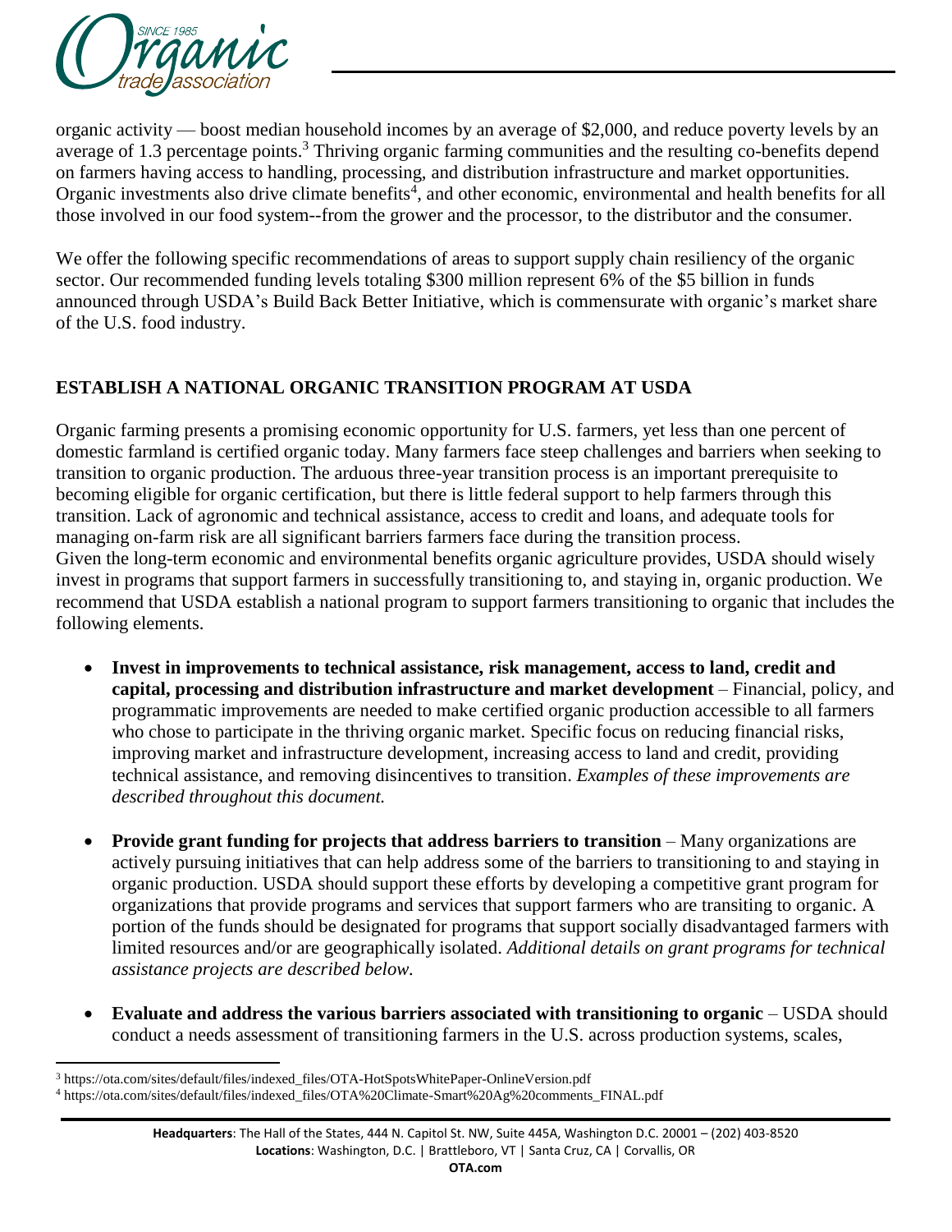organic activity — boost median household incomes by an average of $2,000, and reduce poverty levels by an average of 1.3 percentage points.[3] Thriving organic farming communities and the resulting co-benefits depend on farmers having access to handling, processing, and distribution infrastructure and market opportunities. Organic investments also drive climate benefits[4], and other economic, environmental and health benefits for all those involved in our food system--from the grower and the processor, to the distributor and the consumer.

We offer the following specific recommendations of areas to support supply chain resiliency of the organic sector. Our recommended funding levels totaling $300 million represent 6% of the $5 billion in funds announced through USDA's Build Back Better Initiative, which is commensurate with organic's market share of the U.S. food industry.

## ESTABLISH A NATIONAL ORGANIC TRANSITION PROGRAM AT USDA

Organic farming presents a promising economic opportunity for U.S. farmers, yet less than one percent of domestic farmland is certified organic today. Many farmers face steep challenges and barriers when seeking to transition to organic production. The arduous three-year transition process is an important prerequisite to becoming eligible for organic certification, but there is little federal support to help farmers through this transition. Lack of agronomic and technical assistance, access to credit and loans, and adequate tools for managing on-farm risk are all significant barriers farmers face during the transition process.
Given the long-term economic and environmental benefits organic agriculture provides, USDA should wisely invest in programs that support farmers in successfully transitioning to, and staying in, organic production. We recommend that USDA establish a national program to support farmers transitioning to organic that includes the following elements.

- **Invest in improvements to technical assistance, risk management, access to land, credit and capital, processing and distribution infrastructure and market development** – Financial, policy, and programmatic improvements are needed to make certified organic production accessible to all farmers who chose to participate in the thriving organic market. Specific focus on reducing financial risks, improving market and infrastructure development, increasing access to land and credit, providing technical assistance, and removing disincentives to transition. *Examples of these improvements are described throughout this document.*

- **Provide grant funding for projects that address barriers to transition** – Many organizations are actively pursuing initiatives that can help address some of the barriers to transitioning to and staying in organic production. USDA should support these efforts by developing a competitive grant program for organizations that provide programs and services that support farmers who are transiting to organic. A portion of the funds should be designated for programs that support socially disadvantaged farmers with limited resources and/or are geographically isolated. *Additional details on grant programs for technical assistance projects are described below.*

- **Evaluate and address the various barriers associated with transitioning to organic** – USDA should conduct a needs assessment of transitioning farmers in the U.S. across production systems, scales,

[3] https://ota.com/sites/default/files/indexed_files/OTA-HotSpotsWhitePaper-OnlineVersion.pdf

[4] https://ota.com/sites/default/files/indexed_files/OTA%20Climate-Smart%20Ag%20comments_FINAL.pdf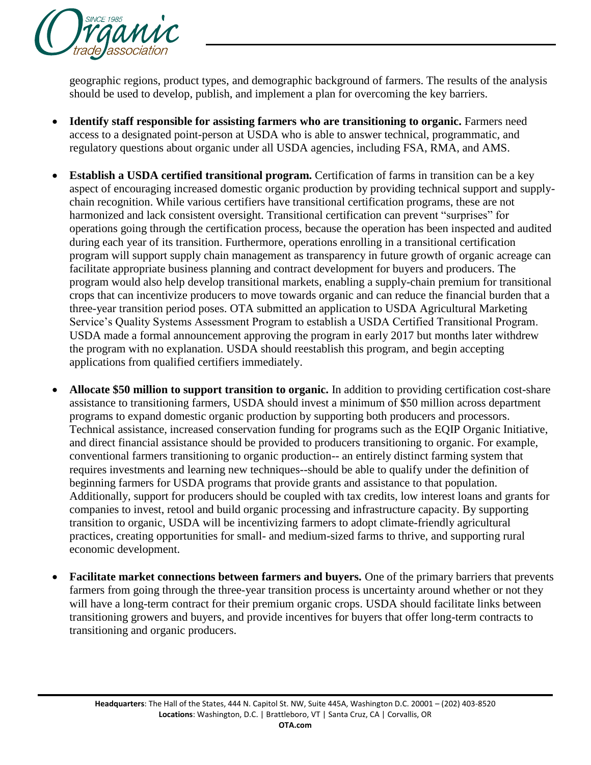geographic regions, product types, and demographic background of farmers. The results of the analysis should be used to develop, publish, and implement a plan for overcoming the key barriers.

- **Identify staff responsible for assisting farmers who are transitioning to organic.** Farmers need access to a designated point-person at USDA who is able to answer technical, programmatic, and regulatory questions about organic under all USDA agencies, including FSA, RMA, and AMS.

- **Establish a USDA certified transitional program.** Certification of farms in transition can be a key aspect of encouraging increased domestic organic production by providing technical support and supply-chain recognition. While various certifiers have transitional certification programs, these are not harmonized and lack consistent oversight. Transitional certification can prevent "surprises" for operations going through the certification process, because the operation has been inspected and audited during each year of its transition. Furthermore, operations enrolling in a transitional certification program will support supply chain management as transparency in future growth of organic acreage can facilitate appropriate business planning and contract development for buyers and producers. The program would also help develop transitional markets, enabling a supply-chain premium for transitional crops that can incentivize producers to move towards organic and can reduce the financial burden that a three-year transition period poses. OTA submitted an application to USDA Agricultural Marketing Service's Quality Systems Assessment Program to establish a USDA Certified Transitional Program. USDA made a formal announcement approving the program in early 2017 but months later withdrew the program with no explanation. USDA should reestablish this program, and begin accepting applications from qualified certifiers immediately.

- **Allocate $50 million to support transition to organic.** In addition to providing certification cost-share assistance to transitioning farmers, USDA should invest a minimum of $50 million across department programs to expand domestic organic production by supporting both producers and processors. Technical assistance, increased conservation funding for programs such as the EQIP Organic Initiative, and direct financial assistance should be provided to producers transitioning to organic. For example, conventional farmers transitioning to organic production-- an entirely distinct farming system that requires investments and learning new techniques--should be able to qualify under the definition of beginning farmers for USDA programs that provide grants and assistance to that population. Additionally, support for producers should be coupled with tax credits, low interest loans and grants for companies to invest, retool and build organic processing and infrastructure capacity. By supporting transition to organic, USDA will be incentivizing farmers to adopt climate-friendly agricultural practices, creating opportunities for small- and medium-sized farms to thrive, and supporting rural economic development.

- **Facilitate market connections between farmers and buyers.** One of the primary barriers that prevents farmers from going through the three-year transition process is uncertainty around whether or not they will have a long-term contract for their premium organic crops. USDA should facilitate links between transitioning growers and buyers, and provide incentives for buyers that offer long-term contracts to transitioning and organic producers.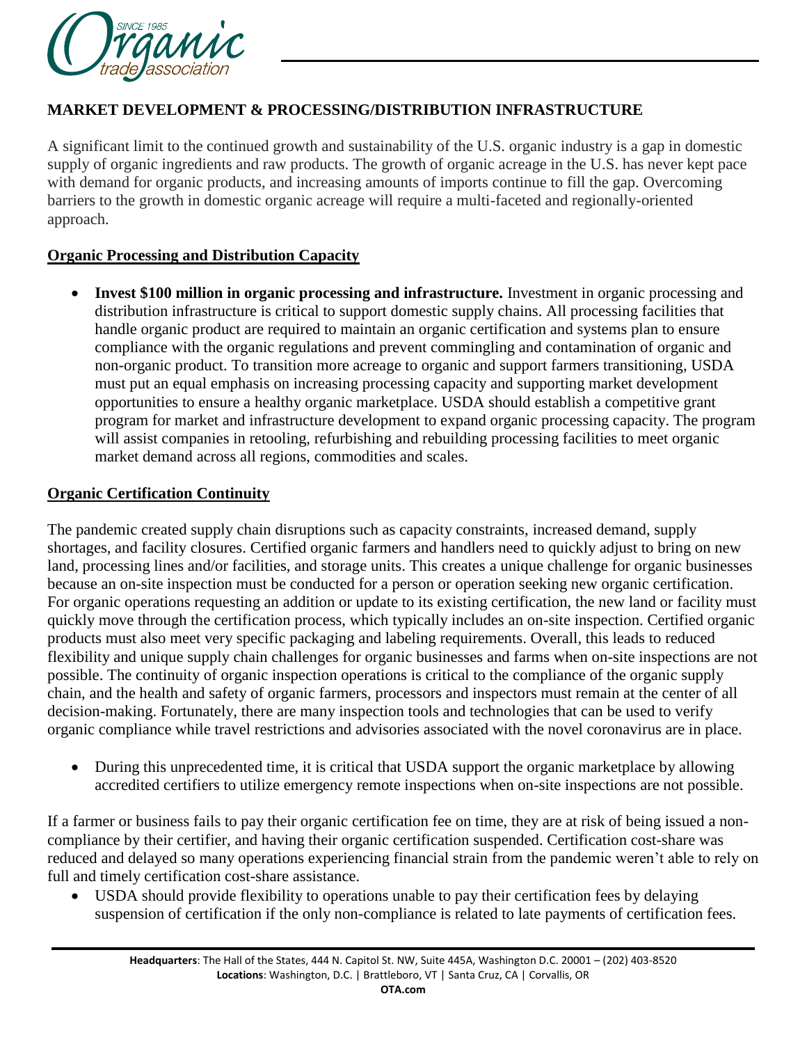## MARKET DEVELOPMENT & PROCESSING/DISTRIBUTION INFRASTRUCTURE

A significant limit to the continued growth and sustainability of the U.S. organic industry is a gap in domestic supply of organic ingredients and raw products. The growth of organic acreage in the U.S. has never kept pace with demand for organic products, and increasing amounts of imports continue to fill the gap. Overcoming barriers to the growth in domestic organic acreage will require a multi-faceted and regionally-oriented approach.

### Organic Processing and Distribution Capacity

- **Invest $100 million in organic processing and infrastructure.** Investment in organic processing and distribution infrastructure is critical to support domestic supply chains. All processing facilities that handle organic product are required to maintain an organic certification and systems plan to ensure compliance with the organic regulations and prevent commingling and contamination of organic and non-organic product. To transition more acreage to organic and support farmers transitioning, USDA must put an equal emphasis on increasing processing capacity and supporting market development opportunities to ensure a healthy organic marketplace. USDA should establish a competitive grant program for market and infrastructure development to expand organic processing capacity. The program will assist companies in retooling, refurbishing and rebuilding processing facilities to meet organic market demand across all regions, commodities and scales.

### Organic Certification Continuity

The pandemic created supply chain disruptions such as capacity constraints, increased demand, supply shortages, and facility closures. Certified organic farmers and handlers need to quickly adjust to bring on new land, processing lines and/or facilities, and storage units. This creates a unique challenge for organic businesses because an on-site inspection must be conducted for a person or operation seeking new organic certification. For organic operations requesting an addition or update to its existing certification, the new land or facility must quickly move through the certification process, which typically includes an on-site inspection. Certified organic products must also meet very specific packaging and labeling requirements. Overall, this leads to reduced flexibility and unique supply chain challenges for organic businesses and farms when on-site inspections are not possible. The continuity of organic inspection operations is critical to the compliance of the organic supply chain, and the health and safety of organic farmers, processors and inspectors must remain at the center of all decision-making. Fortunately, there are many inspection tools and technologies that can be used to verify organic compliance while travel restrictions and advisories associated with the novel coronavirus are in place.

- During this unprecedented time, it is critical that USDA support the organic marketplace by allowing accredited certifiers to utilize emergency remote inspections when on-site inspections are not possible.

If a farmer or business fails to pay their organic certification fee on time, they are at risk of being issued a non-compliance by their certifier, and having their organic certification suspended. Certification cost-share was reduced and delayed so many operations experiencing financial strain from the pandemic weren't able to rely on full and timely certification cost-share assistance.

- USDA should provide flexibility to operations unable to pay their certification fees by delaying suspension of certification if the only non-compliance is related to late payments of certification fees.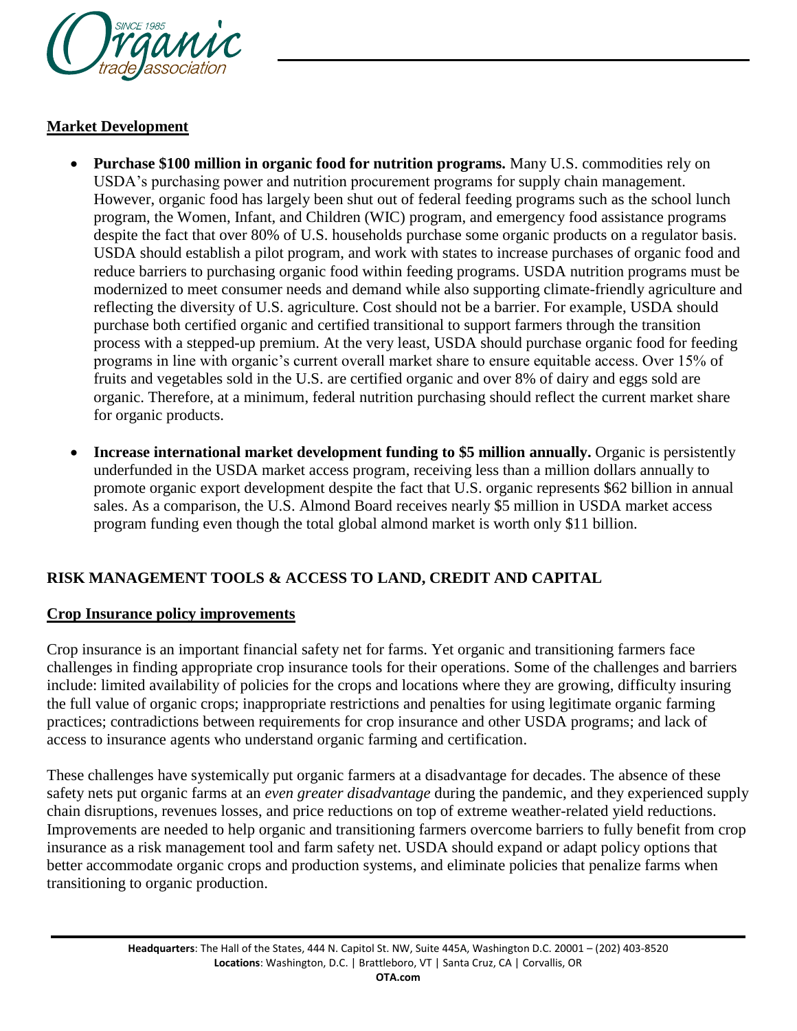**Market Development**

- **Purchase $100 million in organic food for nutrition programs.** Many U.S. commodities rely on USDA's purchasing power and nutrition procurement programs for supply chain management. However, organic food has largely been shut out of federal feeding programs such as the school lunch program, the Women, Infant, and Children (WIC) program, and emergency food assistance programs despite the fact that over 80% of U.S. households purchase some organic products on a regulator basis. USDA should establish a pilot program, and work with states to increase purchases of organic food and reduce barriers to purchasing organic food within feeding programs. USDA nutrition programs must be modernized to meet consumer needs and demand while also supporting climate-friendly agriculture and reflecting the diversity of U.S. agriculture. Cost should not be a barrier. For example, USDA should purchase both certified organic and certified transitional to support farmers through the transition process with a stepped-up premium. At the very least, USDA should purchase organic food for feeding programs in line with organic's current overall market share to ensure equitable access. Over 15% of fruits and vegetables sold in the U.S. are certified organic and over 8% of dairy and eggs sold are organic. Therefore, at a minimum, federal nutrition purchasing should reflect the current market share for organic products.

- **Increase international market development funding to $5 million annually.** Organic is persistently underfunded in the USDA market access program, receiving less than a million dollars annually to promote organic export development despite the fact that U.S. organic represents $62 billion in annual sales. As a comparison, the U.S. Almond Board receives nearly $5 million in USDA market access program funding even though the total global almond market is worth only $11 billion.

## RISK MANAGEMENT TOOLS & ACCESS TO LAND, CREDIT AND CAPITAL

**Crop Insurance policy improvements**

Crop insurance is an important financial safety net for farms. Yet organic and transitioning farmers face challenges in finding appropriate crop insurance tools for their operations. Some of the challenges and barriers include: limited availability of policies for the crops and locations where they are growing, difficulty insuring the full value of organic crops; inappropriate restrictions and penalties for using legitimate organic farming practices; contradictions between requirements for crop insurance and other USDA programs; and lack of access to insurance agents who understand organic farming and certification.

These challenges have systemically put organic farmers at a disadvantage for decades. The absence of these safety nets put organic farms at an *even greater disadvantage* during the pandemic, and they experienced supply chain disruptions, revenues losses, and price reductions on top of extreme weather-related yield reductions. Improvements are needed to help organic and transitioning farmers overcome barriers to fully benefit from crop insurance as a risk management tool and farm safety net. USDA should expand or adapt policy options that better accommodate organic crops and production systems, and eliminate policies that penalize farms when transitioning to organic production.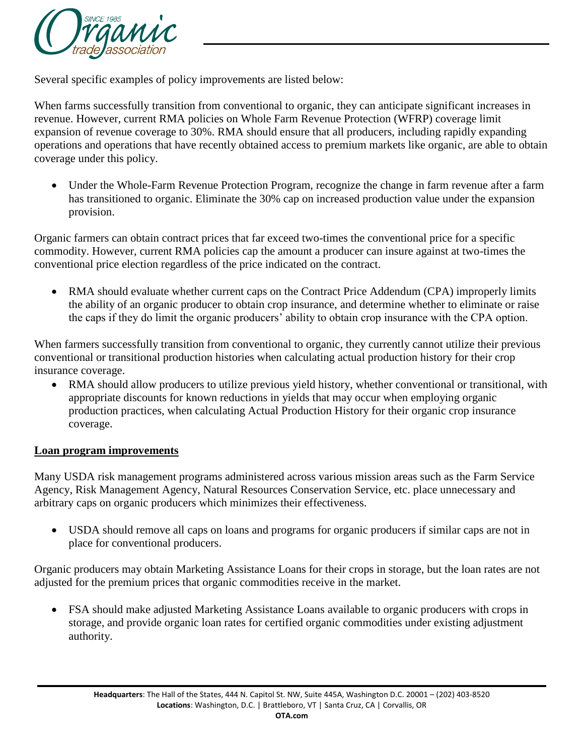Several specific examples of policy improvements are listed below:

When farms successfully transition from conventional to organic, they can anticipate significant increases in revenue. However, current RMA policies on Whole Farm Revenue Protection (WFRP) coverage limit expansion of revenue coverage to 30%. RMA should ensure that all producers, including rapidly expanding operations and operations that have recently obtained access to premium markets like organic, are able to obtain coverage under this policy.

- Under the Whole-Farm Revenue Protection Program, recognize the change in farm revenue after a farm has transitioned to organic. Eliminate the 30% cap on increased production value under the expansion provision.

Organic farmers can obtain contract prices that far exceed two-times the conventional price for a specific commodity. However, current RMA policies cap the amount a producer can insure against at two-times the conventional price election regardless of the price indicated on the contract.

- RMA should evaluate whether current caps on the Contract Price Addendum (CPA) improperly limits the ability of an organic producer to obtain crop insurance, and determine whether to eliminate or raise the caps if they do limit the organic producers' ability to obtain crop insurance with the CPA option.

When farmers successfully transition from conventional to organic, they currently cannot utilize their previous conventional or transitional production histories when calculating actual production history for their crop insurance coverage.

- RMA should allow producers to utilize previous yield history, whether conventional or transitional, with appropriate discounts for known reductions in yields that may occur when employing organic production practices, when calculating Actual Production History for their organic crop insurance coverage.

**Loan program improvements**

Many USDA risk management programs administered across various mission areas such as the Farm Service Agency, Risk Management Agency, Natural Resources Conservation Service, etc. place unnecessary and arbitrary caps on organic producers which minimizes their effectiveness.

- USDA should remove all caps on loans and programs for organic producers if similar caps are not in place for conventional producers.

Organic producers may obtain Marketing Assistance Loans for their crops in storage, but the loan rates are not adjusted for the premium prices that organic commodities receive in the market.

- FSA should make adjusted Marketing Assistance Loans available to organic producers with crops in storage, and provide organic loan rates for certified organic commodities under existing adjustment authority.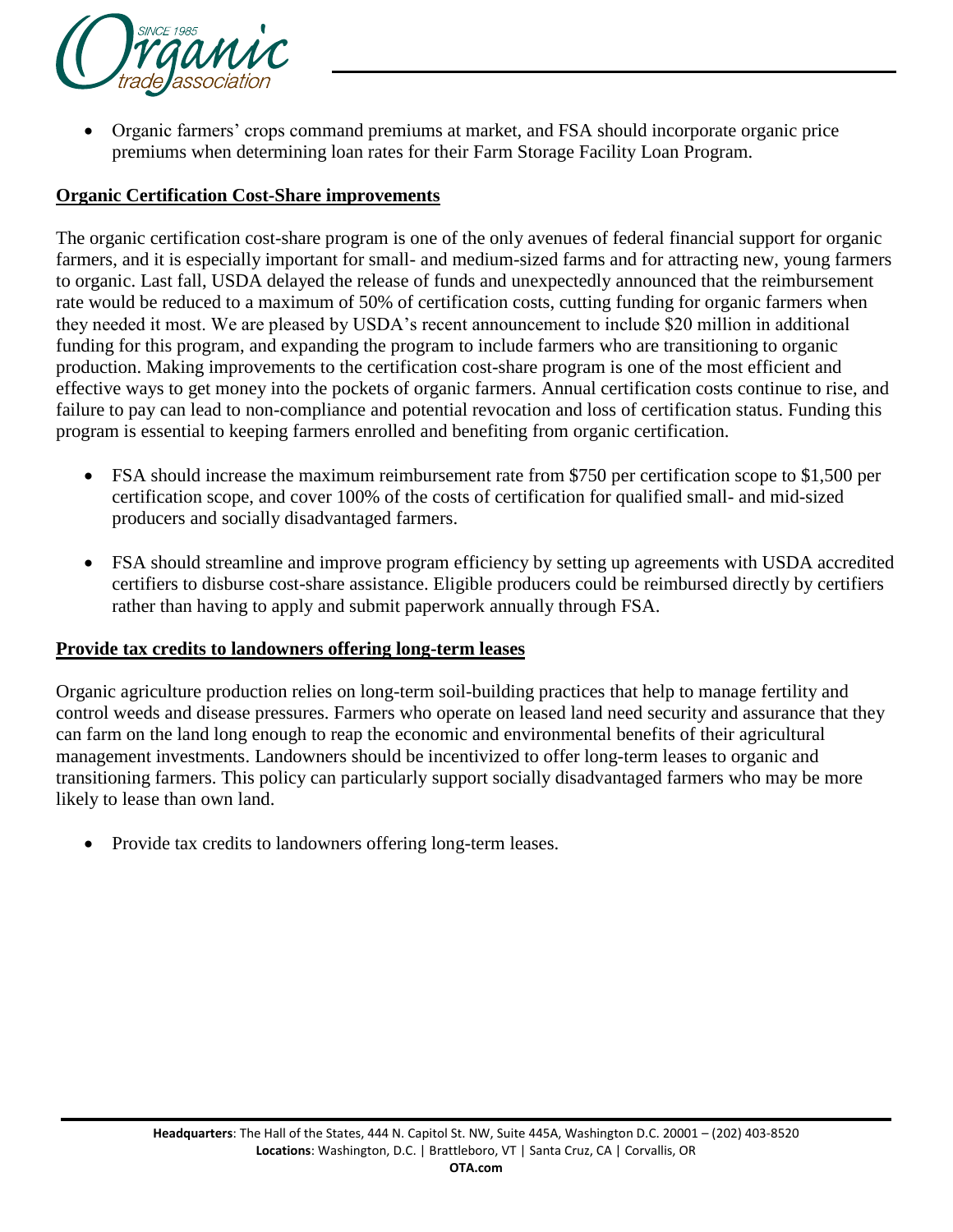- Organic farmers' crops command premiums at market, and FSA should incorporate organic price premiums when determining loan rates for their Farm Storage Facility Loan Program.

## Organic Certification Cost-Share improvements

The organic certification cost-share program is one of the only avenues of federal financial support for organic farmers, and it is especially important for small- and medium-sized farms and for attracting new, young farmers to organic. Last fall, USDA delayed the release of funds and unexpectedly announced that the reimbursement rate would be reduced to a maximum of 50% of certification costs, cutting funding for organic farmers when they needed it most. We are pleased by USDA's recent announcement to include $20 million in additional funding for this program, and expanding the program to include farmers who are transitioning to organic production. Making improvements to the certification cost-share program is one of the most efficient and effective ways to get money into the pockets of organic farmers. Annual certification costs continue to rise, and failure to pay can lead to non-compliance and potential revocation and loss of certification status. Funding this program is essential to keeping farmers enrolled and benefiting from organic certification.

- FSA should increase the maximum reimbursement rate from $750 per certification scope to $1,500 per certification scope, and cover 100% of the costs of certification for qualified small- and mid-sized producers and socially disadvantaged farmers.
- FSA should streamline and improve program efficiency by setting up agreements with USDA accredited certifiers to disburse cost-share assistance. Eligible producers could be reimbursed directly by certifiers rather than having to apply and submit paperwork annually through FSA.

## Provide tax credits to landowners offering long-term leases

Organic agriculture production relies on long-term soil-building practices that help to manage fertility and control weeds and disease pressures. Farmers who operate on leased land need security and assurance that they can farm on the land long enough to reap the economic and environmental benefits of their agricultural management investments. Landowners should be incentivized to offer long-term leases to organic and transitioning farmers. This policy can particularly support socially disadvantaged farmers who may be more likely to lease than own land.

- Provide tax credits to landowners offering long-term leases.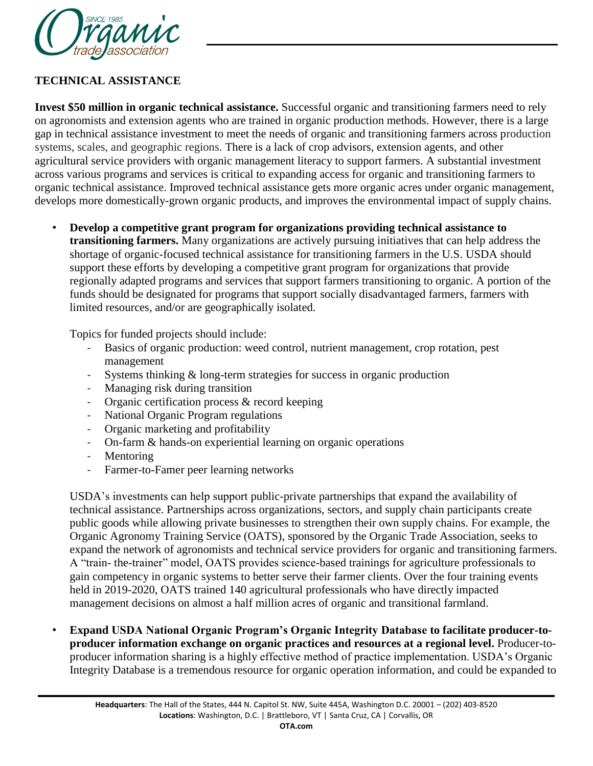## TECHNICAL ASSISTANCE

**Invest $50 million in organic technical assistance.** Successful organic and transitioning farmers need to rely on agronomists and extension agents who are trained in organic production methods. However, there is a large gap in technical assistance investment to meet the needs of organic and transitioning farmers across production systems, scales, and geographic regions. There is a lack of crop advisors, extension agents, and other agricultural service providers with organic management literacy to support farmers. A substantial investment across various programs and services is critical to expanding access for organic and transitioning farmers to organic technical assistance. Improved technical assistance gets more organic acres under organic management, develops more domestically-grown organic products, and improves the environmental impact of supply chains.

- **Develop a competitive grant program for organizations providing technical assistance to transitioning farmers.** Many organizations are actively pursuing initiatives that can help address the shortage of organic-focused technical assistance for transitioning farmers in the U.S. USDA should support these efforts by developing a competitive grant program for organizations that provide regionally adapted programs and services that support farmers transitioning to organic. A portion of the funds should be designated for programs that support socially disadvantaged farmers, farmers with limited resources, and/or are geographically isolated.

  Topics for funded projects should include:
  - Basics of organic production: weed control, nutrient management, crop rotation, pest management
  - Systems thinking & long-term strategies for success in organic production
  - Managing risk during transition
  - Organic certification process & record keeping
  - National Organic Program regulations
  - Organic marketing and profitability
  - On-farm & hands-on experiential learning on organic operations
  - Mentoring
  - Farmer-to-Famer peer learning networks

  USDA's investments can help support public-private partnerships that expand the availability of technical assistance. Partnerships across organizations, sectors, and supply chain participants create public goods while allowing private businesses to strengthen their own supply chains. For example, the Organic Agronomy Training Service (OATS), sponsored by the Organic Trade Association, seeks to expand the network of agronomists and technical service providers for organic and transitioning farmers. A "train- the-trainer" model, OATS provides science-based trainings for agriculture professionals to gain competency in organic systems to better serve their farmer clients. Over the four training events held in 2019-2020, OATS trained 140 agricultural professionals who have directly impacted management decisions on almost a half million acres of organic and transitional farmland.

- **Expand USDA National Organic Program's Organic Integrity Database to facilitate producer-to-producer information exchange on organic practices and resources at a regional level.** Producer-to-producer information sharing is a highly effective method of practice implementation. USDA's Organic Integrity Database is a tremendous resource for organic operation information, and could be expanded to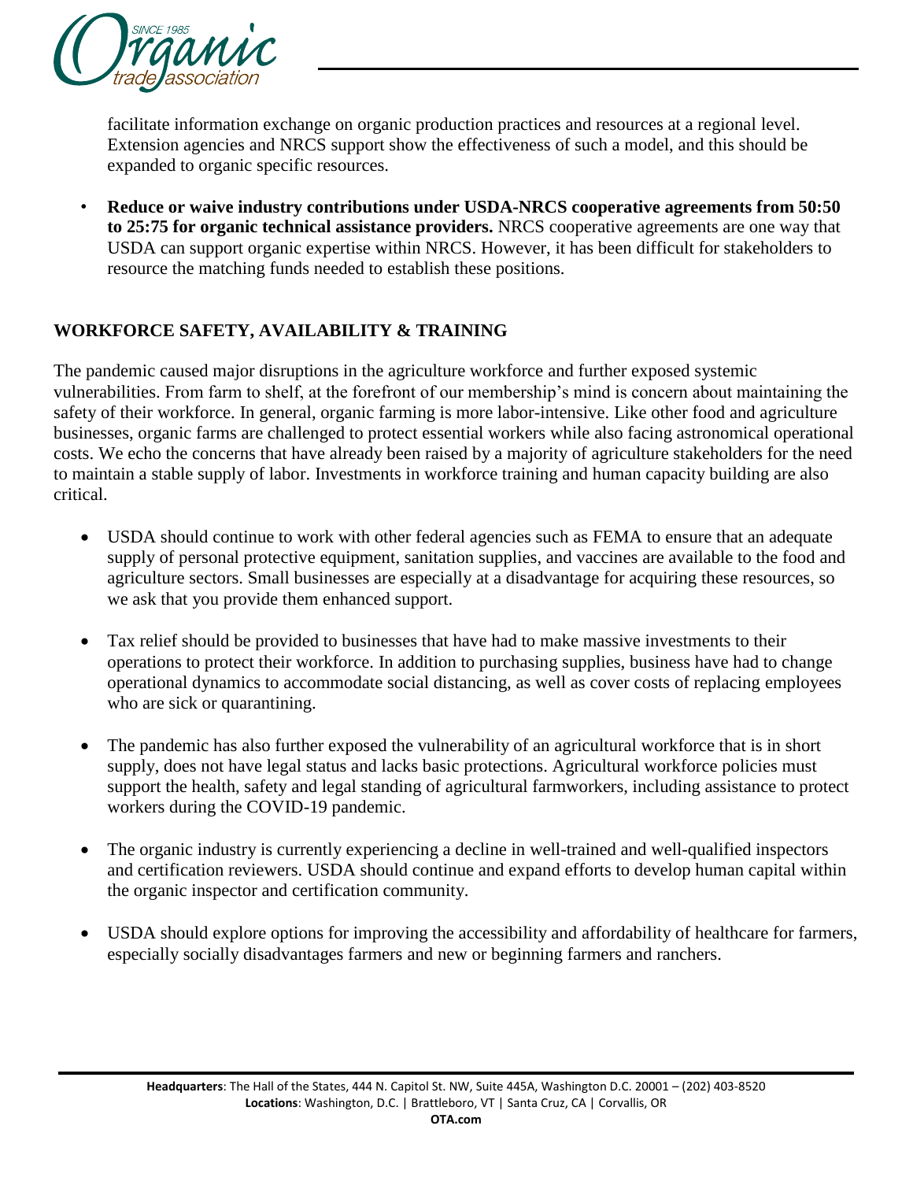facilitate information exchange on organic production practices and resources at a regional level. Extension agencies and NRCS support show the effectiveness of such a model, and this should be expanded to organic specific resources.

- **Reduce or waive industry contributions under USDA-NRCS cooperative agreements from 50:50 to 25:75 for organic technical assistance providers.** NRCS cooperative agreements are one way that USDA can support organic expertise within NRCS. However, it has been difficult for stakeholders to resource the matching funds needed to establish these positions.

## WORKFORCE SAFETY, AVAILABILITY & TRAINING

The pandemic caused major disruptions in the agriculture workforce and further exposed systemic vulnerabilities. From farm to shelf, at the forefront of our membership's mind is concern about maintaining the safety of their workforce. In general, organic farming is more labor-intensive. Like other food and agriculture businesses, organic farms are challenged to protect essential workers while also facing astronomical operational costs. We echo the concerns that have already been raised by a majority of agriculture stakeholders for the need to maintain a stable supply of labor. Investments in workforce training and human capacity building are also critical.

- USDA should continue to work with other federal agencies such as FEMA to ensure that an adequate supply of personal protective equipment, sanitation supplies, and vaccines are available to the food and agriculture sectors. Small businesses are especially at a disadvantage for acquiring these resources, so we ask that you provide them enhanced support.

- Tax relief should be provided to businesses that have had to make massive investments to their operations to protect their workforce. In addition to purchasing supplies, business have had to change operational dynamics to accommodate social distancing, as well as cover costs of replacing employees who are sick or quarantining.

- The pandemic has also further exposed the vulnerability of an agricultural workforce that is in short supply, does not have legal status and lacks basic protections. Agricultural workforce policies must support the health, safety and legal standing of agricultural farmworkers, including assistance to protect workers during the COVID-19 pandemic.

- The organic industry is currently experiencing a decline in well-trained and well-qualified inspectors and certification reviewers. USDA should continue and expand efforts to develop human capital within the organic inspector and certification community.

- USDA should explore options for improving the accessibility and affordability of healthcare for farmers, especially socially disadvantages farmers and new or beginning farmers and ranchers.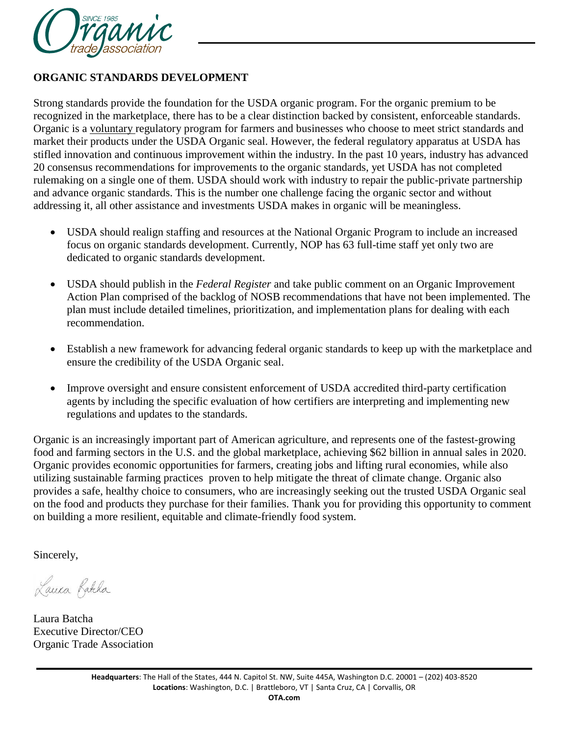## ORGANIC STANDARDS DEVELOPMENT

Strong standards provide the foundation for the USDA organic program. For the organic premium to be recognized in the marketplace, there has to be a clear distinction backed by consistent, enforceable standards. Organic is a voluntary regulatory program for farmers and businesses who choose to meet strict standards and market their products under the USDA Organic seal. However, the federal regulatory apparatus at USDA has stifled innovation and continuous improvement within the industry. In the past 10 years, industry has advanced 20 consensus recommendations for improvements to the organic standards, yet USDA has not completed rulemaking on a single one of them. USDA should work with industry to repair the public-private partnership and advance organic standards. This is the number one challenge facing the organic sector and without addressing it, all other assistance and investments USDA makes in organic will be meaningless.

- USDA should realign staffing and resources at the National Organic Program to include an increased focus on organic standards development. Currently, NOP has 63 full-time staff yet only two are dedicated to organic standards development.
- USDA should publish in the *Federal Register* and take public comment on an Organic Improvement Action Plan comprised of the backlog of NOSB recommendations that have not been implemented. The plan must include detailed timelines, prioritization, and implementation plans for dealing with each recommendation.
- Establish a new framework for advancing federal organic standards to keep up with the marketplace and ensure the credibility of the USDA Organic seal.
- Improve oversight and ensure consistent enforcement of USDA accredited third-party certification agents by including the specific evaluation of how certifiers are interpreting and implementing new regulations and updates to the standards.

Organic is an increasingly important part of American agriculture, and represents one of the fastest-growing food and farming sectors in the U.S. and the global marketplace, achieving $62 billion in annual sales in 2020. Organic provides economic opportunities for farmers, creating jobs and lifting rural economies, while also utilizing sustainable farming practices proven to help mitigate the threat of climate change. Organic also provides a safe, healthy choice to consumers, who are increasingly seeking out the trusted USDA Organic seal on the food and products they purchase for their families. Thank you for providing this opportunity to comment on building a more resilient, equitable and climate-friendly food system.

Sincerely,

Laura Batcha

Laura Batcha
Executive Director/CEO
Organic Trade Association